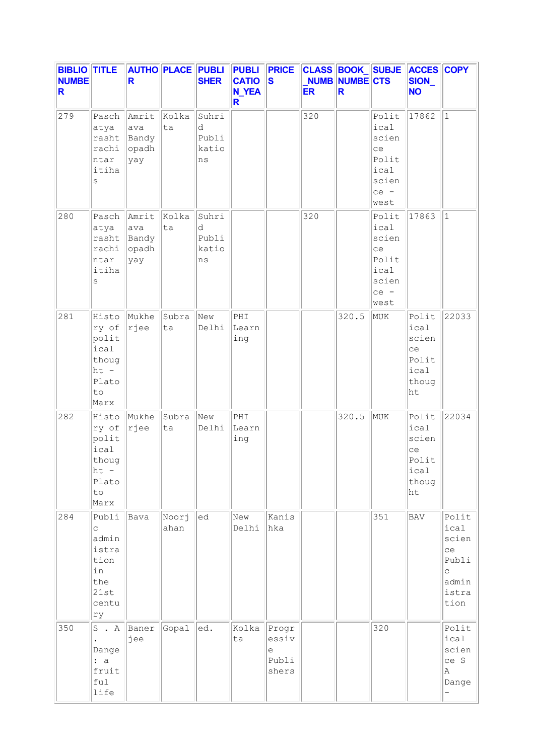| BIBLIO NUMBER | TITLE | AUTHOR | PLACE | PUBLISHER | PUBLICATION_YEAR | PRICES | CLASS_NUMBER | BOOK_NUMBER | SUBJECTS | ACCESSION_NO | COPY |
|---|---|---|---|---|---|---|---|---|---|---|---|
| 279 | Paschatya rashtrachintar itihas | Amritava Bandyopadhyay | Kolkata | Suhrid Publikations | | | 320 | | Political science Political science - west | 17862 | 1 |
| 280 | Paschatya rashtrachintar itihas | Amritava Bandyopadhyay | Kolkata | Suhrid Publikations | | | 320 | | Political science Political science - west | 17863 | 1 |
| 281 | History of political thought - Plato to Marx | Mukherjee | Subrata | New Delhi | PHI Learning | | | 320.5 | MUK | Political science Political thought | 22033 |
| 282 | History of political thought - Plato to Marx | Mukherjee | Subrata | New Delhi | PHI Learning | | | 320.5 | MUK | Political science Political thought | 22034 |
| 284 | Public administration in the 21st century | Bava | Noorjahan | ed | New Delhi | Kanishka | | | 351 | BAV | Political science Public administration |
| 350 | S . A . Dange : a fruitful life | Banerjee | Gopal | ed. | Kolkata | Progressive Publishers | | | 320 | | Political science S A Dange - |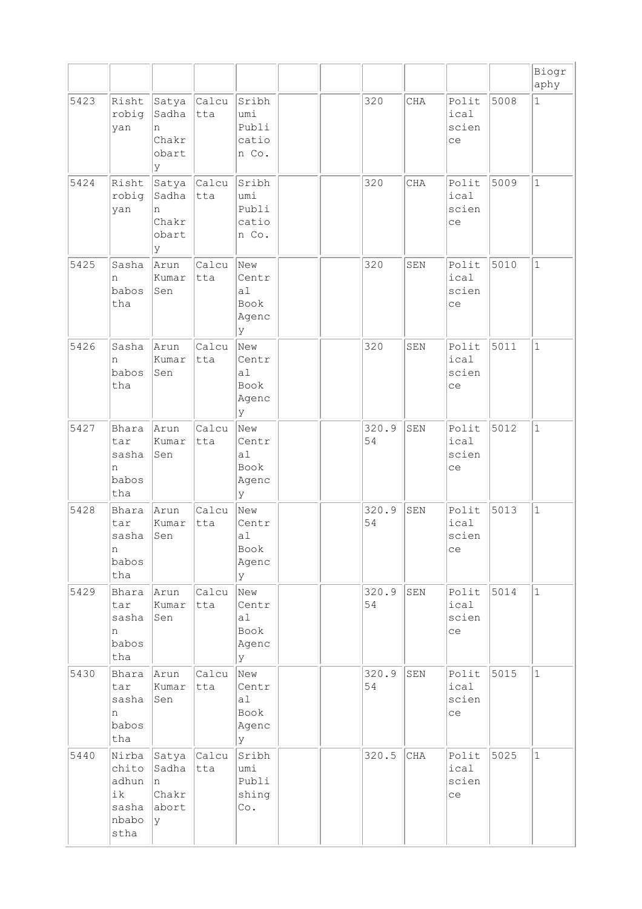| | | | | | | | | | | | Biography |
|---|---|---|---|---|---|---|---|---|---|---|---|
| 5423 | Rishtrobigyan | Satya Sadhan Chakrobarty | Calcutta | Sribhumi Publication Co. | | | 320 | CHA | Political science | 5008 | 1 |
| 5424 | Rishtrobigyan | Satya Sadhan Chakrobarty | Calcutta | Sribhumi Publication Co. | | | 320 | CHA | Political science | 5009 | 1 |
| 5425 | Sashan babostha | Arun Kumar Sen | Calcutta | New Central Book Agency | | | 320 | SEN | Political science | 5010 | 1 |
| 5426 | Sashan babostha | Arun Kumar Sen | Calcutta | New Central Book Agency | | | 320 | SEN | Political science | 5011 | 1 |
| 5427 | Bharatar sashan babostha | Arun Kumar Sen | Calcutta | New Central Book Agency | | | 320.954 | SEN | Political science | 5012 | 1 |
| 5428 | Bharatar sashan babostha | Arun Kumar Sen | Calcutta | New Central Book Agency | | | 320.954 | SEN | Political science | 5013 | 1 |
| 5429 | Bharatar sashan babostha | Arun Kumar Sen | Calcutta | New Central Book Agency | | | 320.954 | SEN | Political science | 5014 | 1 |
| 5430 | Bharatar sashan babostha | Arun Kumar Sen | Calcutta | New Central Book Agency | | | 320.954 | SEN | Political science | 5015 | 1 |
| 5440 | Nirbachito adhunik sashanbabostha | Satya Sadhan Chakraborty | Calcutta | Sribhumi Publishing Co. | | | 320.5 | CHA | Political science | 5025 | 1 |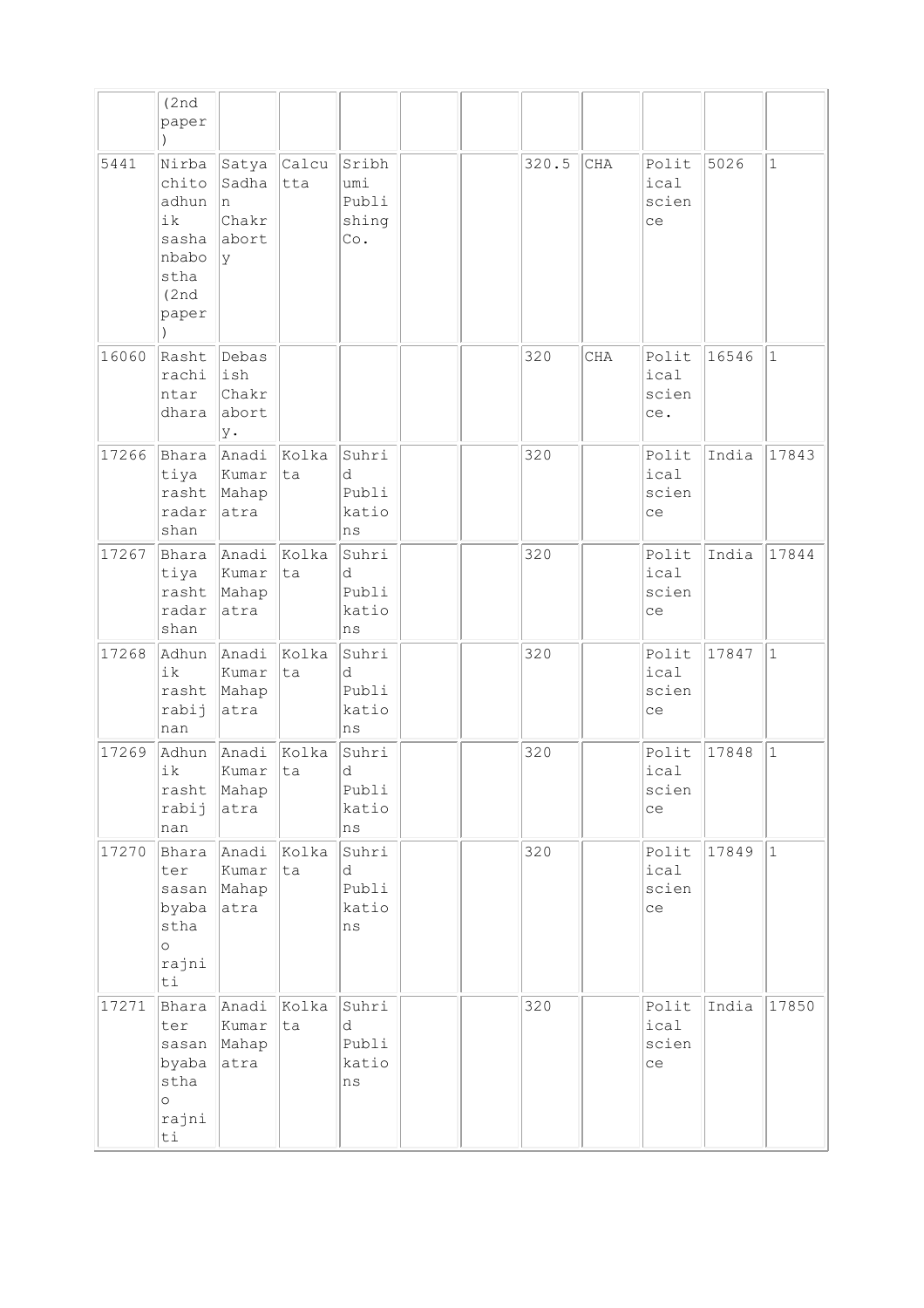| | | | | | | | | | | | |
|---|---|---|---|---|---|---|---|---|---|---|---|
| | (2nd paper) | | | | | | | | | | |
| 5441 | Nirbachito adhunik sashanbabostha (2nd paper) | Satya Sadhan Chakraborty | Calcutta | Sribhumi Publishing Co. | | | 320.5 | CHA | Political science | 5026 | 1 |
| 16060 | Rashtrachintar dhara | Debasish Chakraborty. | | | | | 320 | CHA | Political science. | 16546 | 1 |
| 17266 | Bharatiya rashtradarshan | Anadi Kumar Mahapatra | Kolkata | Suhrid Publications | | | 320 | | Political science | India | 17843 |
| 17267 | Bharatiya rashtradarshan | Anadi Kumar Mahapatra | Kolkata | Suhrid Publications | | | 320 | | Political science | India | 17844 |
| 17268 | Adhunik rashtrabijnan | Anadi Kumar Mahapatra | Kolkata | Suhrid Publications | | | 320 | | Political science | 17847 | 1 |
| 17269 | Adhunik rashtrabijnan | Anadi Kumar Mahapatra | Kolkata | Suhrid Publications | | | 320 | | Political science | 17848 | 1 |
| 17270 | Bharater sasan byabastha o rajniti | Anadi Kumar Mahapatra | Kolkata | Suhrid Publications | | | 320 | | Political science | 17849 | 1 |
| 17271 | Bharater sasan byabastha o rajniti | Anadi Kumar Mahapatra | Kolkata | Suhrid Publications | | | 320 | | Political science | India | 17850 |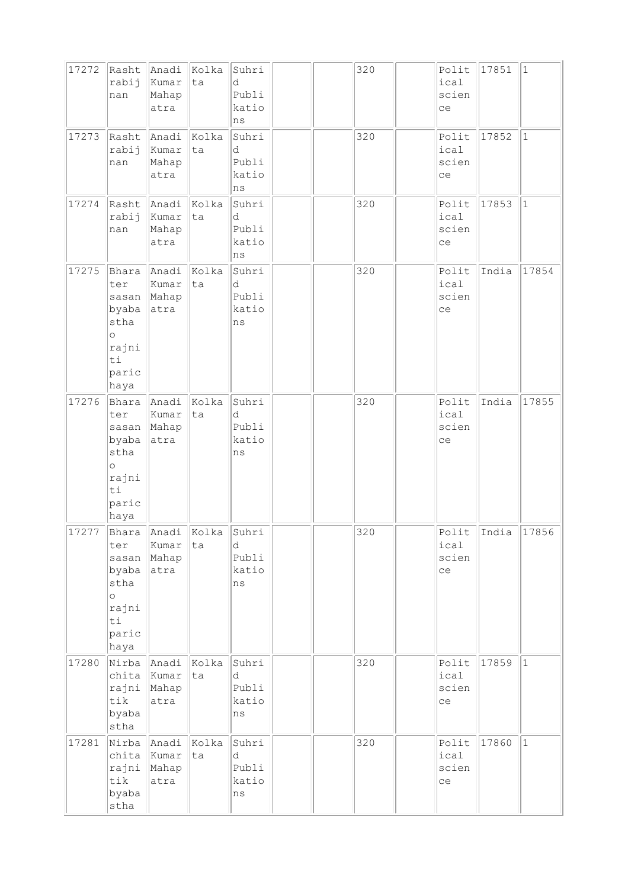| 17272 | Rashtrabijnan | Anadi Kumar Mahapatra | Kolkata | Suhrid Publications | | | 320 | | Political science | 17851 | 1 |
|---|---|---|---|---|---|---|---|---|---|---|---|
| 17273 | Rashtrabijnan | Anadi Kumar Mahapatra | Kolkata | Suhrid Publications | | | 320 | | Political science | 17852 | 1 |
| 17274 | Rashtrabijnan | Anadi Kumar Mahapatra | Kolkata | Suhrid Publications | | | 320 | | Political science | 17853 | 1 |
| 17275 | Bharater sasan byabastha o rajniti parichaya | Anadi Kumar Mahapatra | Kolkata | Suhrid Publications | | | 320 | | Political science | India | 17854 |
| 17276 | Bharater sasan byabastha o rajniti parichaya | Anadi Kumar Mahapatra | Kolkata | Suhrid Publications | | | 320 | | Political science | India | 17855 |
| 17277 | Bharater sasan byabastha o rajniti parichaya | Anadi Kumar Mahapatra | Kolkata | Suhrid Publications | | | 320 | | Political science | India | 17856 |
| 17280 | Nirbachita rajnitik byabastha | Anadi Kumar Mahapatra | Kolkata | Suhrid Publications | | | 320 | | Political science | 17859 | 1 |
| 17281 | Nirbachita rajnitik byabastha | Anadi Kumar Mahapatra | Kolkata | Suhrid Publications | | | 320 | | Political science | 17860 | 1 |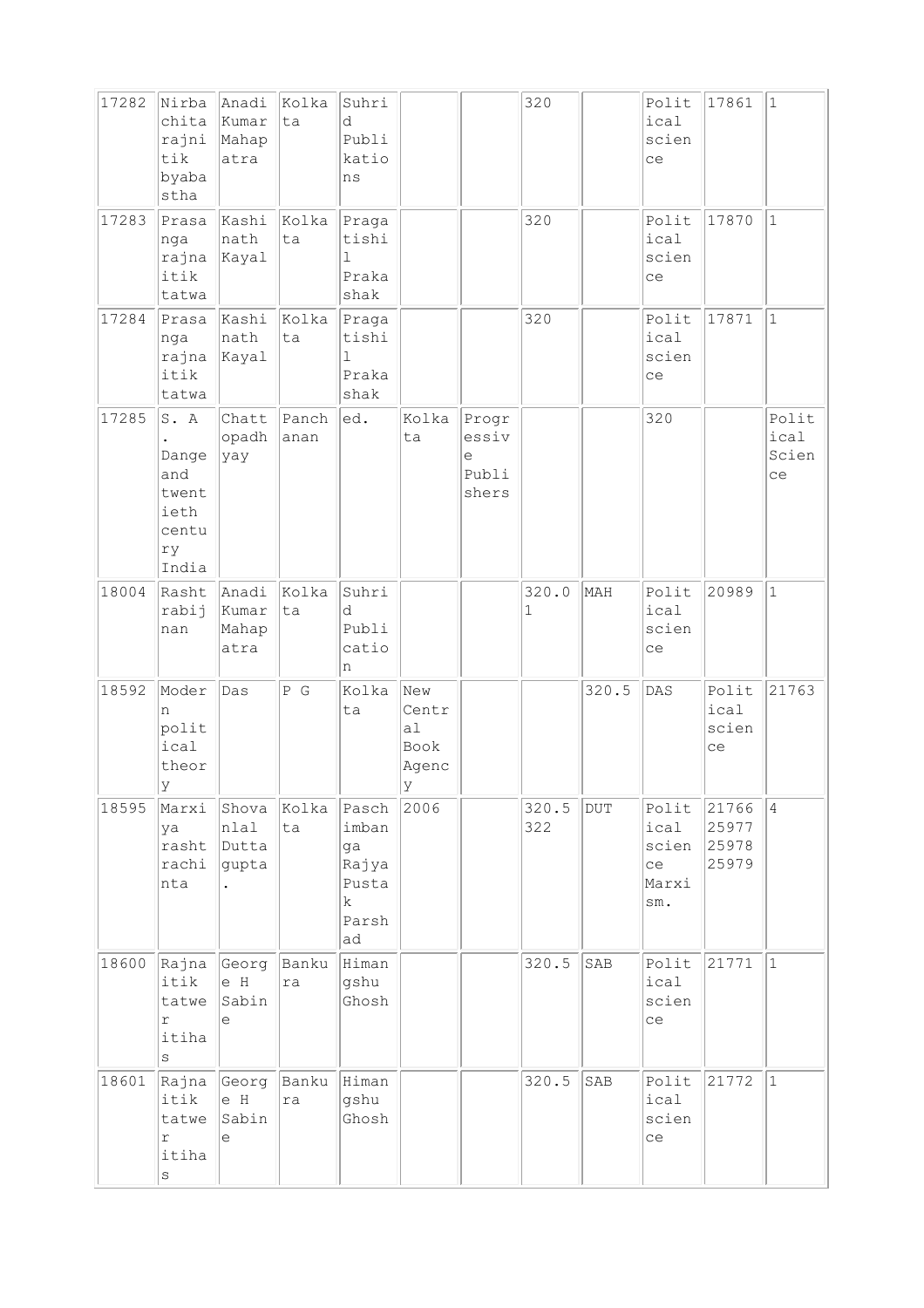| 17282 | Nirbachita rajnitik byabastha | Anadi Kumar Mahapatra | Kolkata | Suhrid Publikations | | | 320 | | Political science | 17861 | 1 |
|---|---|---|---|---|---|---|---|---|---|---|---|
| 17283 | Prasanga rajnaitik tatwa | Kashinath Kayal | Kolkata | Pragatishil Prakashak | | | 320 | | Political science | 17870 | 1 |
| 17284 | Prasanga rajnaitik tatwa | Kashinath Kayal | Kolkata | Pragatishil Prakashak | | | 320 | | Political science | 17871 | 1 |
| 17285 | S. A. Dange and twentieth century India | Chattopadhyay | Panchanan | ed. | Kolkata | Progressive Publishers | | | 320 | | Political Science |
| 18004 | Rashtrabijnan | Anadi Kumar Mahapatra | Kolkata | Suhrid Publication | | | 320.01 | MAH | Political science | 20989 | 1 |
| 18592 | Modern political theory | Das | P G | Kolkata | New Central Book Agency | | | 320.5 | DAS | Political science | 21763 |
| 18595 | Marxiya rashtrachinta | Shovanlal Duttagupta. | Kolkata | Paschimbanga Rajya Pustak Parshad | 2006 | | 320.5 322 | DUT | Political science Marxism. | 21766 25977 25978 25979 | 4 |
| 18600 | Rajnaitik tatwer itihas | George H Sabine | Bankura | Himangshu Ghosh | | | 320.5 | SAB | Political science | 21771 | 1 |
| 18601 | Rajnaitik tatwer itihas | George H Sabine | Bankura | Himangshu Ghosh | | | 320.5 | SAB | Political science | 21772 | 1 |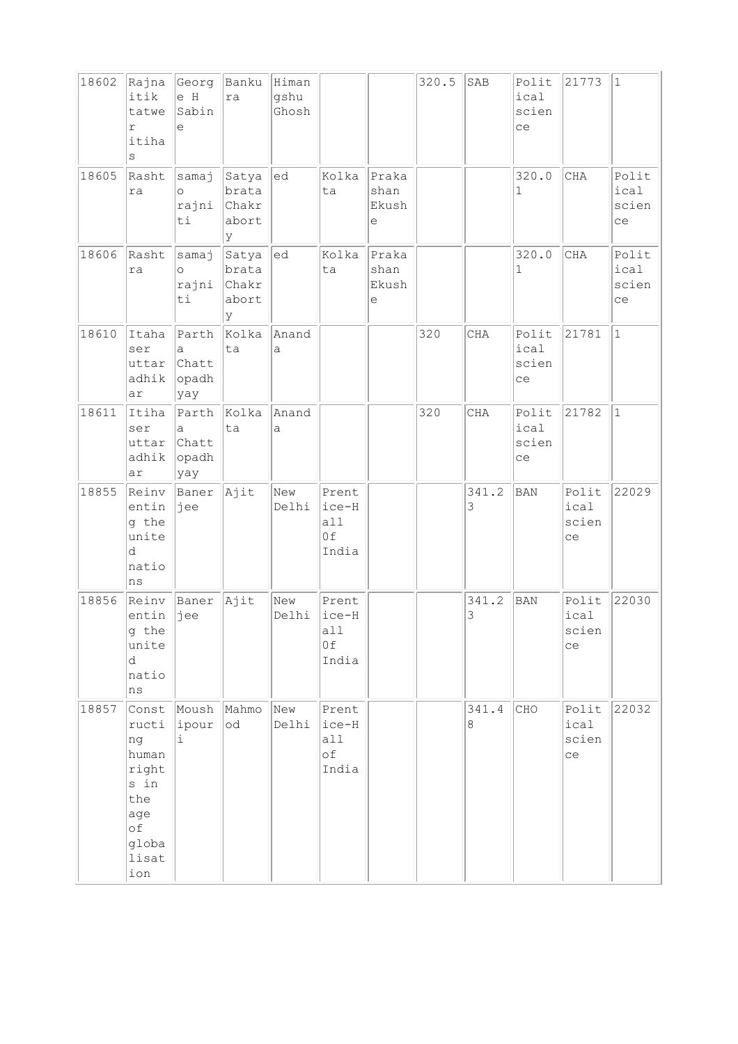| 18602 | Rajnaitik tatwer itihas | George H Sabine | Bankura | Himangshu Ghosh | | | 320.5 | SAB | Political science | 21773 | 1 |
|---|---|---|---|---|---|---|---|---|---|---|---|
| 18605 | Rashtra | samajo rajniti | Satyabrata Chakraborty | ed | Kolkata | Prakashan Ekushe | | | 320.01 | CHA | Political science |
| 18606 | Rashtra | samajo rajniti | Satyabrata Chakraborty | ed | Kolkata | Prakashan Ekushe | | | 320.01 | CHA | Political science |
| 18610 | Itahaser uttaradhikar | Partha Chattopadhyay | Kolkata | Ananda | | | 320 | CHA | Political science | 21781 | 1 |
| 18611 | Itihaser uttaradhikar | Partha Chattopadhyay | Kolkata | Ananda | | | 320 | CHA | Political science | 21782 | 1 |
| 18855 | Reinventing the united nations | Banerjee | Ajit | New Delhi | Prentice-Hall Of India | | | 341.23 | BAN | Political science | 22029 |
| 18856 | Reinventing the united nations | Banerjee | Ajit | New Delhi | Prentice-Hall Of India | | | 341.23 | BAN | Political science | 22030 |
| 18857 | Constructing human rights in the age of globalisation | Moushipouri | Mahmood | New Delhi | Prentice-Hall of India | | | 341.48 | CHO | Political science | 22032 |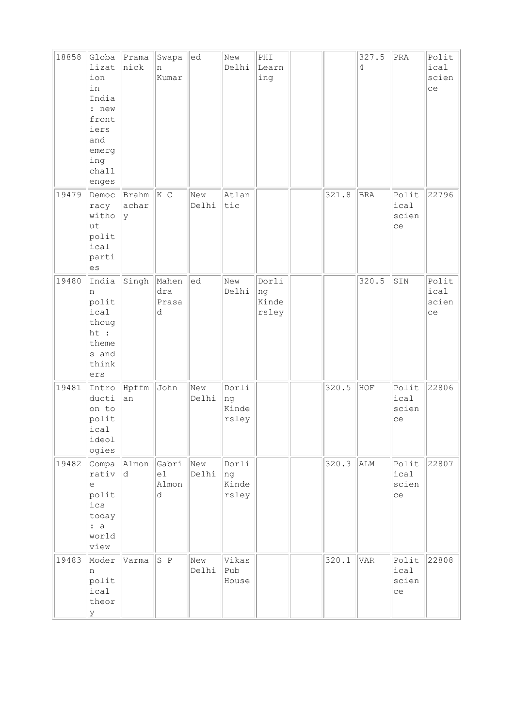| | | | | | | | | | | | |
|---|---|---|---|---|---|---|---|---|---|---|---|
| 18858 | Globalization in India : new frontiers and emerging challenges | Pramanick | Swapan Kumar | ed | New Delhi | PHI Learning | | | 327.54 | PRA | Political science |
| 19479 | Democracy without political parties | Brahmachary | K C | New Delhi | Atlantic | | | 321.8 | BRA | Political science | 22796 |
| 19480 | Indian political thought : themes and thinkers | Singh | Mahendra Prasad | ed | New Delhi | Dorling Kindersley | | | 320.5 | SIN | Political science |
| 19481 | Introduction to political ideologies | Hpffman | John | New Delhi | Dorling Kindersley | | | 320.5 | HOF | Political science | 22806 |
| 19482 | Comparative politics today : a world view | Almond | Gabriel Almond | New Delhi | Dorling Kindersley | | | 320.3 | ALM | Political science | 22807 |
| 19483 | Modern political theory | Varma | S P | New Delhi | Vikas Pub House | | | 320.1 | VAR | Political science | 22808 |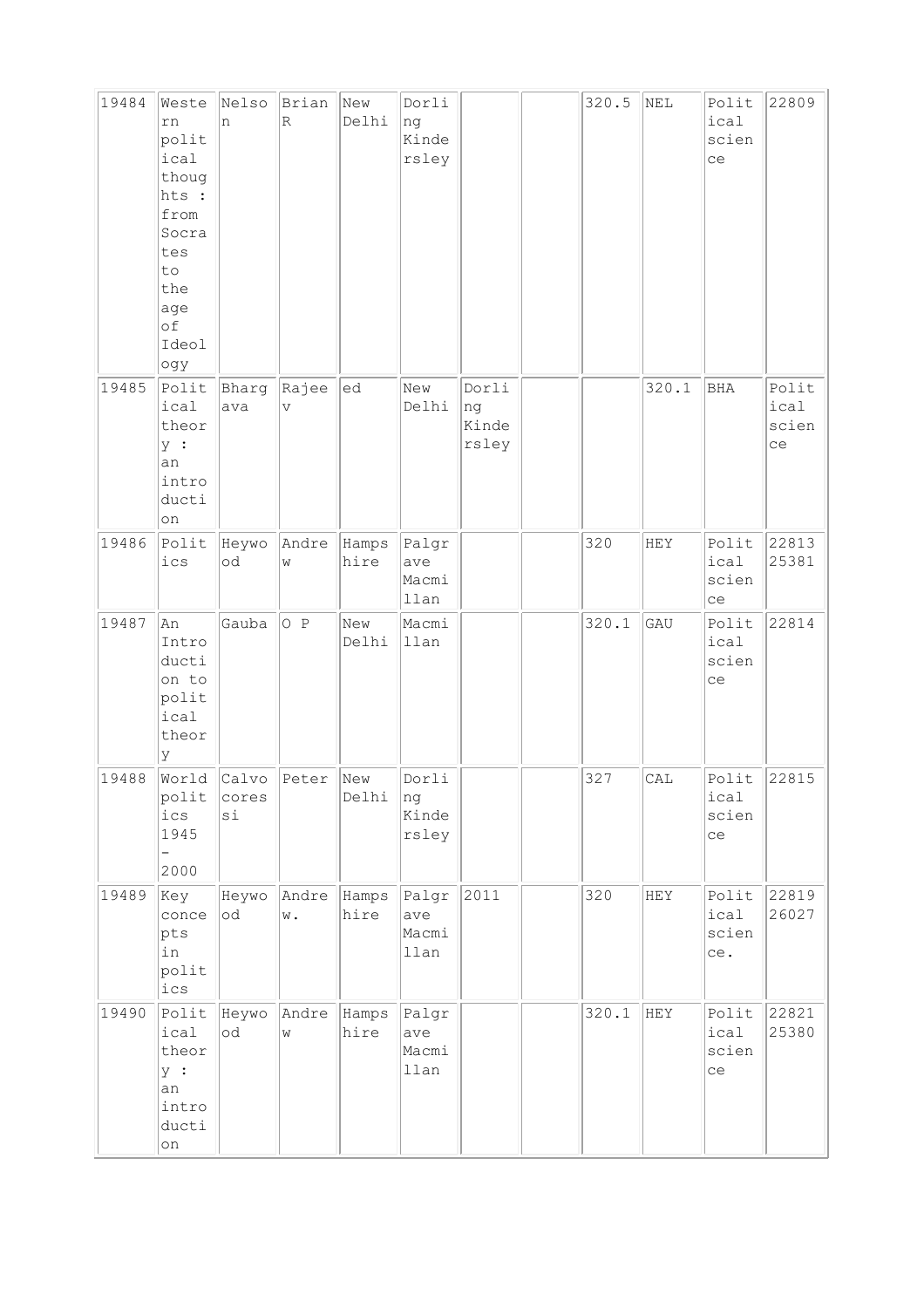| 19484 | Western political thoughts : from Socrates to the age of Ideology | Nelson | Brian R | New Delhi | Dorling Kindersley | | | 320.5 | NEL | Political science | 22809 |
|---|---|---|---|---|---|---|---|---|---|---|---|
| 19485 | Political theory : an introduction | Bhargava | Rajeev | ed | New Delhi | Dorling Kindersley | | | 320.1 | BHA | Political science |
| 19486 | Politics | Heywood | Andrew | Hampshire | Palgrave Macmillan | | | 320 | HEY | Political science | 22813 25381 |
| 19487 | An Introduction to political theory | Gauba | O P | New Delhi | Macmillan | | | 320.1 | GAU | Political science | 22814 |
| 19488 | World politics 1945 - 2000 | Calvocoressi | Peter | New Delhi | Dorling Kindersley | | | 327 | CAL | Political science | 22815 |
| 19489 | Key concepts in politics | Heywood | Andrew. | Hampshire | Palgrave Macmillan | 2011 | | 320 | HEY | Political science. | 22819 26027 |
| 19490 | Political theory : an introduction | Heywood | Andrew | Hampshire | Palgrave Macmillan | | | 320.1 | HEY | Political science | 22821 25380 |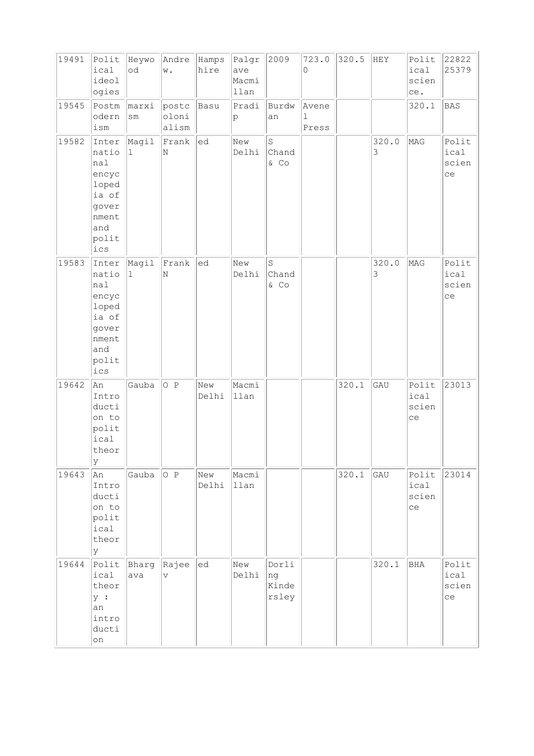| 19491 | Political ideologies | Heywood | Andrew. | Hampshire | Palgrave Macmillan | 2009 | 723.00 | 320.5 | HEY | Political science. | 2282225379 |
|---|---|---|---|---|---|---|---|---|---|---|---|
| 19545 | Postmodernism | marxism | postcolonialism | Basu | Pradip | Burdwan | Avenel Press | | | 320.1 | BAS |
| 19582 | International encyclopedia of government and politics | Magill | Frank N | ed | New Delhi | S Chand & Co | | | 320.03 | MAG | Political science |
| 19583 | International encyclopedia of government and politics | Magill | Frank N | ed | New Delhi | S Chand & Co | | | 320.03 | MAG | Political science |
| 19642 | An Introduction to political theory | Gauba | O P | New Delhi | Macmillan | | | 320.1 | GAU | Political science | 23013 |
| 19643 | An Introduction to political theory | Gauba | O P | New Delhi | Macmillan | | | 320.1 | GAU | Political science | 23014 |
| 19644 | Political theory : an introduction | Bhargava | Rajeev | ed | New Delhi | Dorling Kindersley | | | 320.1 | BHA | Political science |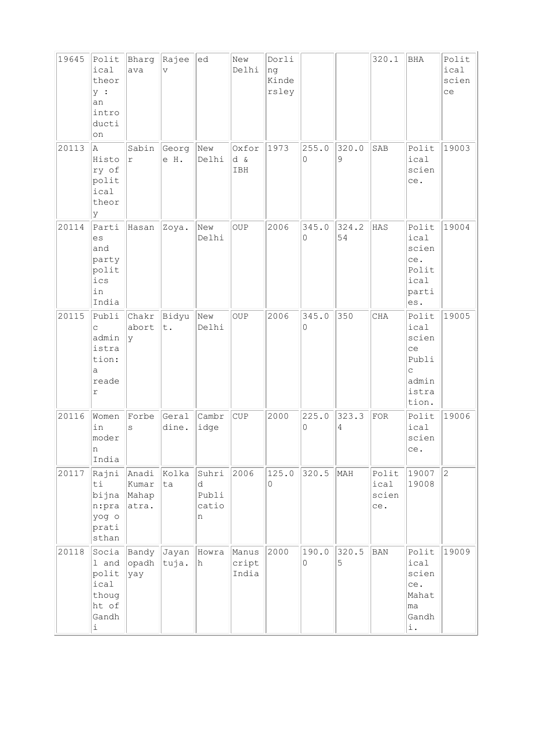| 19645 | Political theory : an introduction | Bhargava | Rajeev | ed | New Delhi | Dorling Kindersley | | | 320.1 | BHA | Political science |
|---|---|---|---|---|---|---|---|---|---|---|---|
| 20113 | A History of political theory | Sabinr | George H. | New Delhi | Oxford & IBH | 1973 | 255.00 | 320.09 | SAB | Political science. | 19003 |
| 20114 | Parties and party politics in India | Hasan | Zoya. | New Delhi | OUP | 2006 | 345.00 | 324.254 | HAS | Political science. Political parties. | 19004 |
| 20115 | Public administration: a reader | Chakraborty | Bidyut. | New Delhi | OUP | 2006 | 345.00 | 350 | CHA | Political science Public administration. | 19005 |
| 20116 | Women in modern India | Forbes | Geraldine. | Cambridge | CUP | 2000 | 225.00 | 323.34 | FOR | Political science. | 19006 |
| 20117 | Rajniti bijnan:prayog o prati sthan | Anadi Kumar Mahapatra. | Kolkata | Suhrid Publication | 2006 | 125.00 | 320.5 | MAH | Political science. | 19007 19008 | 2 |
| 20118 | Social and political thought of Gandhi | Bandyopadhyay | Jayantuja. | Howrah | Manuscript India | 2000 | 190.00 | 320.55 | BAN | Political science. Mahatma Gandhi. | 19009 |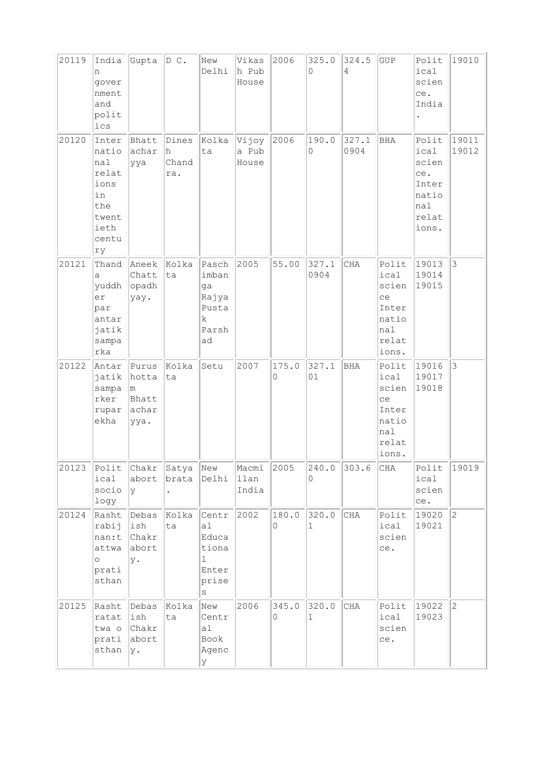| 20119 | Indian government and politics | Gupta | D C. | New Delhi | Vikash Pub House | 2006 | 325.00 | 324.54 | GUP | Political science. India. | 19010 |
|---|---|---|---|---|---|---|---|---|---|---|---|
| 20120 | International relations in the twentieth century | Bhattacharyya | Dinesh Chandra. | Kolkata | Vijoya Pub House | 2006 | 190.00 | 327.10904 | BHA | Political science. International relations. | 19011 19012 |
| 20121 | Thanda yuddher par antarjatik samparka | Aneek Chattopadhyay. | Kolkata | Paschimbanga Rajya Pustak Parshad | 2005 | 55.00 | 327.10904 | CHA | Political science International relations. | 19013 19014 19015 | 3 |
| 20122 | Antarjatik samparker ruparekha | Purushottam Bhattacharyya. | Kolkata | Setu | 2007 | 175.00 | 327.101 | BHA | Political science International relations. | 19016 19017 19018 | 3 |
| 20123 | Political sociology | Chakraborty | Satyabrata. | New Delhi | Macmillan India | 2005 | 240.00 | 303.6 | CHA | Political science. | 19019 |
| 20124 | Rashtrabijnan:tattwa o pratisthan | Debasish Chakraborty. | Kolkata | Central Educational Enterprises | 2002 | 180.00 | 320.01 | CHA | Political science. | 19020 19021 | 2 |
| 20125 | Rashtratatwa o pratisthan | Debasish Chakraborty. | Kolkata | New Central Book Agency | 2006 | 345.00 | 320.01 | CHA | Political science. | 19022 19023 | 2 |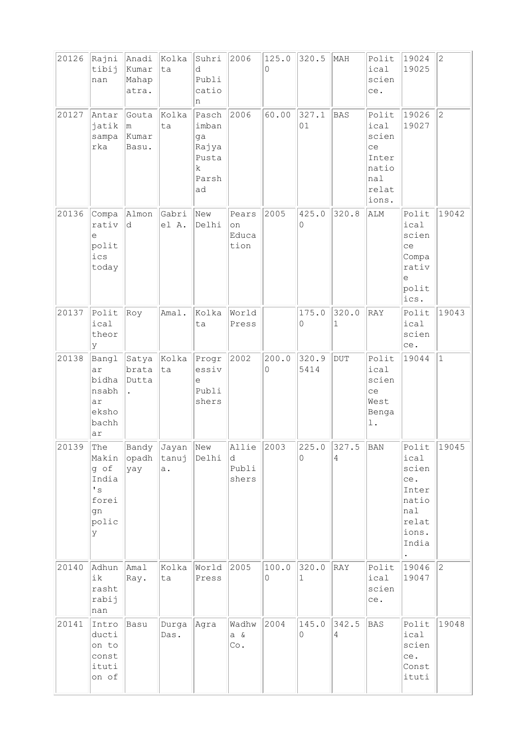| 20126 | Rajnitibijnan | Anadi Kumar Mahapatra. | Kolkata | Suhrid Publication | 2006 | 125.00 | 320.5 | MAH | Political science. | 19024 19025 | 2 |
|---|---|---|---|---|---|---|---|---|---|---|---|
| 20127 | Antarjatik samparka | Goutam Kumar Basu. | Kolkata | Paschimbanga Rajya Pustak Parshad | 2006 | 60.00 | 327.101 | BAS | Political science International relations. | 19026 19027 | 2 |
| 20136 | Comparative politics today | Almond | Gabriel A. | New Delhi | Pearson Education | 2005 | 425.00 | 320.8 | ALM | Political science Comparative politics. | 19042 |
| 20137 | Political theory | Roy | Amal. | Kolkata | World Press | | 175.00 | 320.01 | RAY | Political science. | 19043 |
| 20138 | Banglar bidhansabhar eksho bachhar | Satyabrata Dutta. | Kolkata | Progressive Publishers | 2002 | 200.00 | 320.95414 | DUT | Political science West Bengal. | 19044 | 1 |
| 20139 | The Making of India's foreign policy | Bandyopadhyay | Jayantanuja. | New Delhi | Allied Publishers | 2003 | 225.00 | 327.54 | BAN | Political science. International relations. India. | 19045 |
| 20140 | Adhunik rashtrabijnan | Amal Ray. | Kolkata | World Press | 2005 | 100.00 | 320.01 | RAY | Political science. | 19046 19047 | 2 |
| 20141 | Introduction to constitution of | Basu | Durga Das. | Agra | Wadhwa & Co. | 2004 | 145.00 | 342.54 | BAS | Political science. Constituti | 19048 |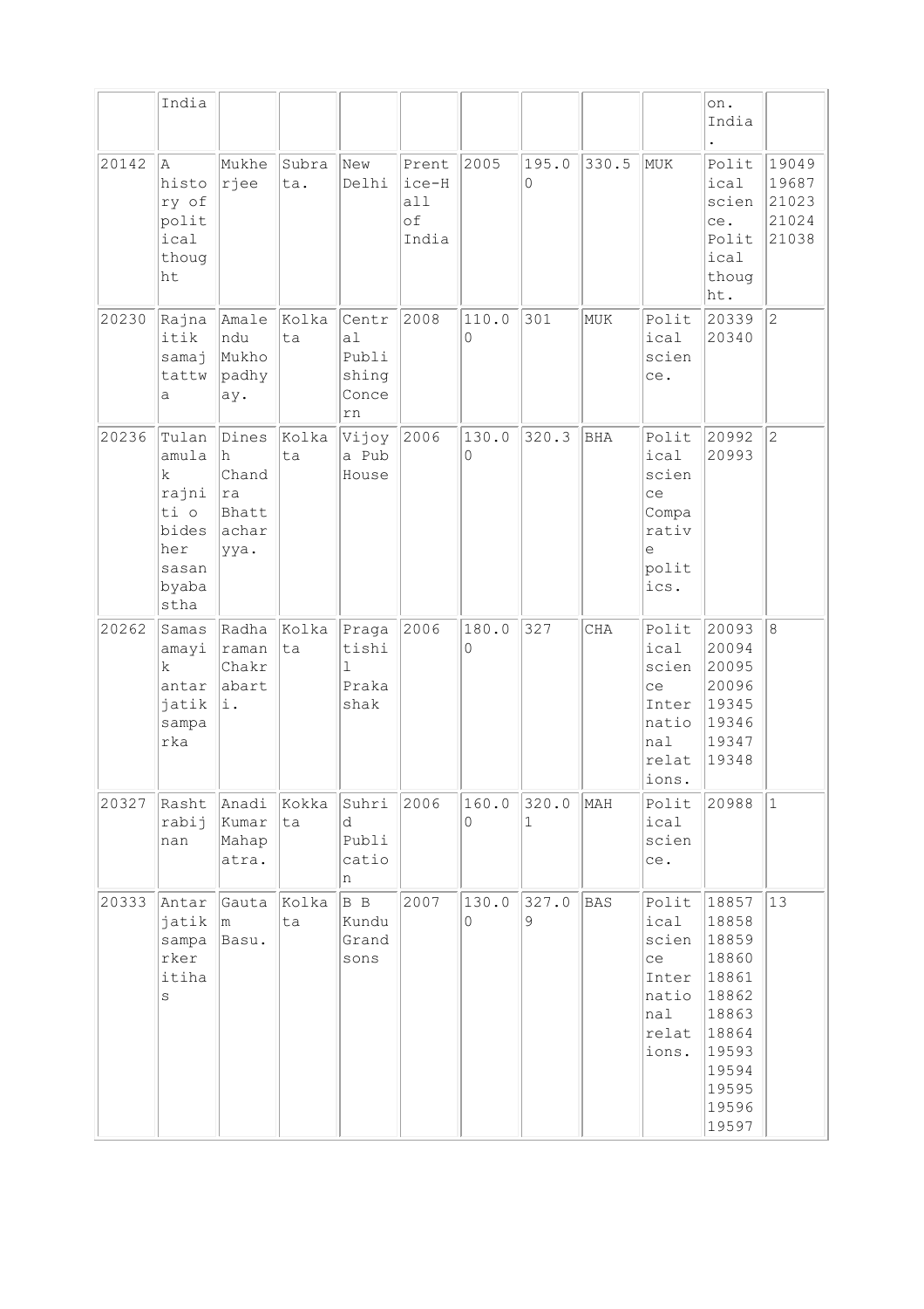| | | | | | | | | | | | |
|---|---|---|---|---|---|---|---|---|---|---|---|
| | India | | | | | | | | | on. India . | |
| 20142 | A history of political thought | Mukherjee | Subrata. | New Delhi | Prentice-Hall of India | 2005 | 195.00 | 330.5 | MUK | Political science. Political thought. | 19049 19687 21023 21024 21038 |
| 20230 | Rajnaitik samaj tattwa | Amalendu Mukhopadhyay. | Kolkata | Central Publishing Concern | 2008 | 110.00 | 301 | MUK | Political science. | 20339 20340 | 2 |
| 20236 | Tulanamulak rajniti o bidesher sasan byabastha | Dinesh Chandra Bhattacharyya. | Kolkata | Vijoya Pub House | 2006 | 130.00 | 320.3 | BHA | Political science Comparative politics. | 20992 20993 | 2 |
| 20262 | Samasamayik antarjatik samparka | Radharaman Chakrabarti. | Kolkata | Pragatishil Prakashak | 2006 | 180.00 | 327 | CHA | Political science International relations. | 20093 20094 20095 20096 19345 19346 19347 19348 | 8 |
| 20327 | Rashtrabijnan | Anadi Kumar Mahapatra. | Kokkata | Suhrid Publication | 2006 | 160.00 | 320.01 | MAH | Political science. | 20988 | 1 |
| 20333 | Antarjatik samparker itihas | Gautam Basu. | Kolkata | B B Kundu Grandsons | 2007 | 130.00 | 327.09 | BAS | Political science International relations. | 18857 18858 18859 18860 18861 18862 18863 18864 19593 19594 19595 19596 19597 | 13 |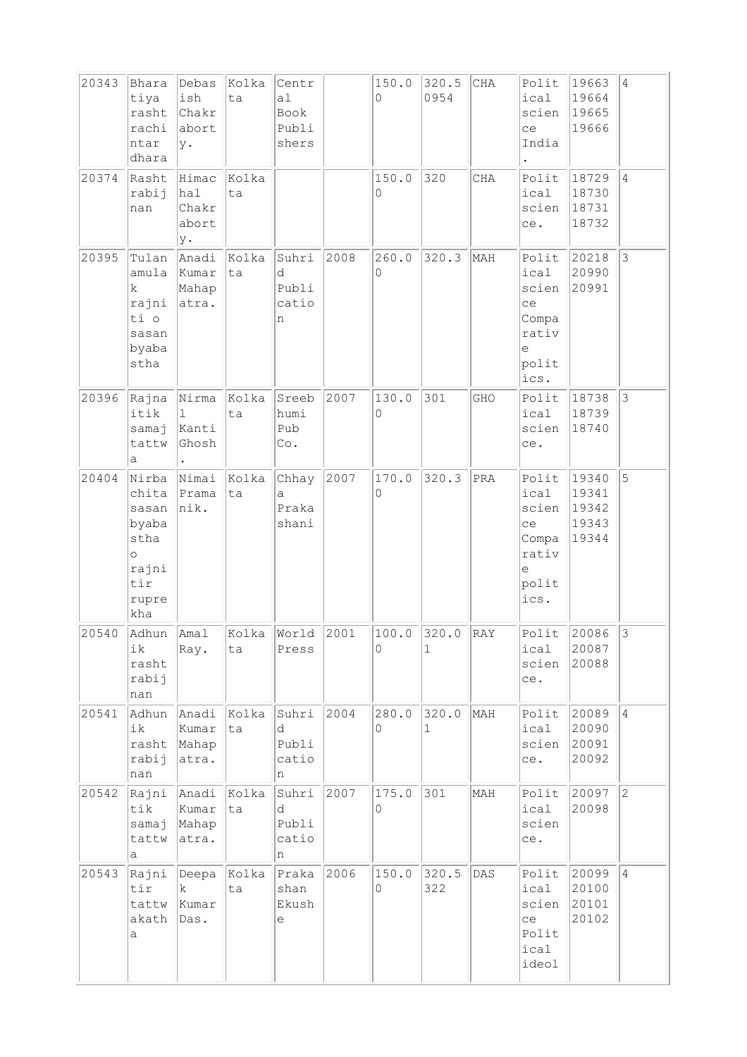| 20343 | Bharatiya rashtrachintar dhara | Debasish Chakrabortу. | Kolkata | Central Book Publishers | | 150.00 | 320.50954 | CHA | Political science India. | 19663 19664 19665 19666 | 4 |
|---|---|---|---|---|---|---|---|---|---|---|---|
| 20374 | Rashtrabijnan | Himachal Chakraborty. | Kolkata | | | 150.00 | 320 | CHA | Political science. | 18729 18730 18731 18732 | 4 |
| 20395 | Tulanamulak rajniti o sasan byabastha | Anadi Kumar Mahapatra. | Kolkata | Suhrid Publication | 2008 | 260.00 | 320.3 | MAH | Political science Comparative politics. | 20218 20990 20991 | 3 |
| 20396 | Rajnaitik samaj tattwa | Nirmal Kanti Ghosh. | Kolkata | Sreebhumi Pub Co. | 2007 | 130.00 | 301 | GHO | Political science. | 18738 18739 18740 | 3 |
| 20404 | Nirbachita sasan byabastha o rajnitir ruprekha | Nimai Pramanik. | Kolkata | Chhaya Prakashani | 2007 | 170.00 | 320.3 | PRA | Political science Comparative politics. | 19340 19341 19342 19343 19344 | 5 |
| 20540 | Adhunik rashtrabijnan | Amal Ray. | Kolkata | World Press | 2001 | 100.00 | 320.01 | RAY | Political science. | 20086 20087 20088 | 3 |
| 20541 | Adhunik rashtrabijnan | Anadi Kumar Mahapatra. | Kolkata | Suhrid Publication | 2004 | 280.00 | 320.01 | MAH | Political science. | 20089 20090 20091 20092 | 4 |
| 20542 | Rajnitik samaj tattwa | Anadi Kumar Mahapatra. | Kolkata | Suhrid Publication | 2007 | 175.00 | 301 | MAH | Political science. | 20097 20098 | 2 |
| 20543 | Rajnitir tattwakatha | Deepak Kumar Das. | Kolkata | Prakashan Ekushe | 2006 | 150.00 | 320.5322 | DAS | Political science Political ideol | 20099 20100 20101 20102 | 4 |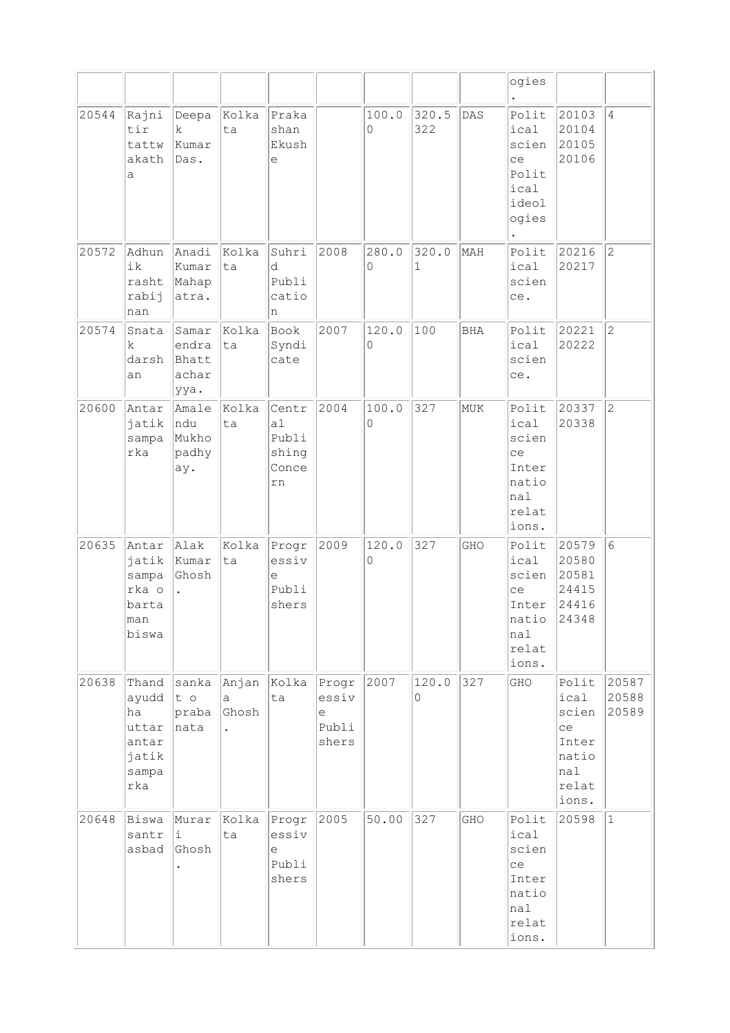| | | | | | | | | | ogies. | | |
|---|---|---|---|---|---|---|---|---|---|---|---|
| 20544 | Rajnitir tattwakatha | Deepak Kumar Das. | Kolkata | Prakashan Ekushe | | 100.00 | 320.5322 | DAS | Political science Political ideologies. | 20103 20104 20105 20106 | 4 |
| 20572 | Adhunik rashtrabijnan | Anadi Kumar Mahapatra. | Kolkata | Suhrid Publication | 2008 | 280.00 | 320.01 | MAH | Political science. | 20216 20217 | 2 |
| 20574 | Snatak darshan | Samarendra Bhattacharyya. | Kolkata | Book Syndicate | 2007 | 120.00 | 100 | BHA | Political science. | 20221 20222 | 2 |
| 20600 | Antarjatik samparka | Amalendu Mukhopadhyay. | Kolkata | Central Publishing Concern | 2004 | 100.00 | 327 | MUK | Political science International relations. | 20337 20338 | 2 |
| 20635 | Antarjatik samparka o bartaman biswa | Alak Kumar Ghosh. | Kolkata | Progressive Publishers | 2009 | 120.00 | 327 | GHO | Political science International relations. | 20579 20580 20581 24415 24416 24348 | 6 |
| 20638 | Thandayuddha uttar antarjatik samparka | sankat o prabanata | Anjana Ghosh. | Kolkata | Progressive Publishers | 2007 | 120.00 | 327 | GHO | Political science International relations. | 20587 20588 20589 |
| 20648 | Biswasantrasbad | Murari Ghosh. | Kolkata | Progressive Publishers | 2005 | 50.00 | 327 | GHO | Political science International relations. | 20598 | 1 |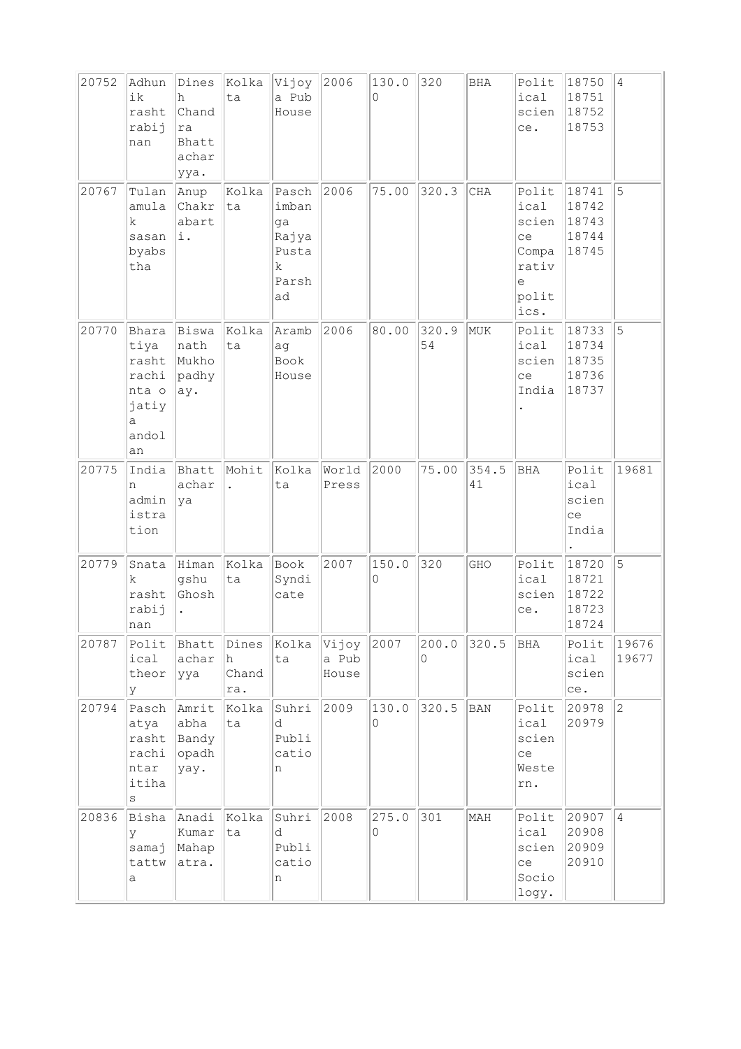| | | | | | | | | | | | |
|---|---|---|---|---|---|---|---|---|---|---|---|
| 20752 | Adhunik rashtrabijnan | Dinesh Chandra Bhattacharyya. | Kolkata | Vijoya Pub House | 2006 | 130.00 | 320 | BHA | Political science. | 18750 18751 18752 18753 | 4 |
| 20767 | Tulanamulak sasan byabstha | Anup Chakrabarti. | Kolkata | Paschimbanga Rajya Pustak Parshad | 2006 | 75.00 | 320.3 | CHA | Political science Comparative politics. | 18741 18742 18743 18744 18745 | 5 |
| 20770 | Bharatiya rashtrachinta o jatiya andolan | Biswanath Mukhopadhyay. | Kolkata | Arambag Book House | 2006 | 80.00 | 320.954 | MUK | Political science India. | 18733 18734 18735 18736 18737 | 5 |
| 20775 | Indian administration | Bhattacharya | Mohit. | Kolkata | World Press | 2000 | 75.00 | 354.541 | BHA | Political science India. | 19681 |
| 20779 | Snatak rashtrabijnan | Himangshu Ghosh. | Kolkata | Book Syndicate | 2007 | 150.00 | 320 | GHO | Political science. | 18720 18721 18722 18723 18724 | 5 |
| 20787 | Political theory | Bhattacharyya | Dinesh Chandra. | Kolkata | Vijoya Pub House | 2007 | 200.00 | 320.5 | BHA | Political science. | 19676 19677 |
| 20794 | Paschatya rashtrachintar itihas | Amritabha Bandyopadhyay. | Kolkata | Suhrid Publication | 2009 | 130.00 | 320.5 | BAN | Political science Western. | 20978 20979 | 2 |
| 20836 | Bishay samajtattwa | Anadi Kumar Mahapatra. | Kolkata | Suhrid Publication | 2008 | 275.00 | 301 | MAH | Political science Sociology. | 20907 20908 20909 20910 | 4 |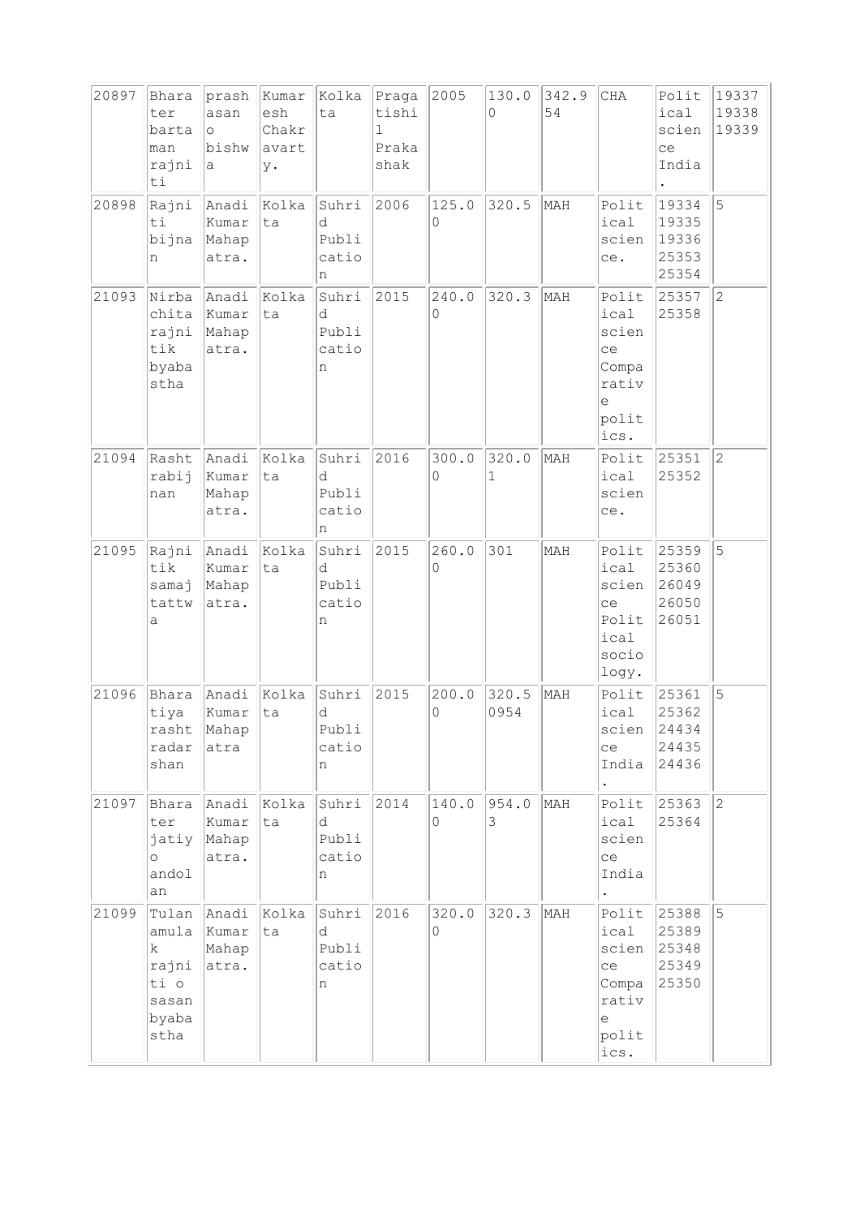| | | | | | | | | | | | |
|---|---|---|---|---|---|---|---|---|---|---|---|
| 20897 | Bharater barta man rajniti | prashasano bishwa | Kumaresh Chakravarty. | Kolkata | Pragatishil Prakashak | 2005 | 130.00 | 342.954 | CHA | Political science India. | 19337 19338 19339 |
| 20898 | Rajniti bijnan | Anadi Kumar Mahapatra. | Kolkata | Suhrid Publication | 2006 | 125.00 | 320.5 | MAH | Political science. | 19334 19335 19336 25353 25354 | 5 |
| 21093 | Nirbachita rajnitik byabastha | Anadi Kumar Mahapatra. | Kolkata | Suhrid Publication | 2015 | 240.00 | 320.3 | MAH | Political science Comparative politics. | 25357 25358 | 2 |
| 21094 | Rashtrabijnan | Anadi Kumar Mahapatra. | Kolkata | Suhrid Publication | 2016 | 300.00 | 320.01 | MAH | Political science. | 25351 25352 | 2 |
| 21095 | Rajnitik samaj tattwa | Anadi Kumar Mahapatra. | Kolkata | Suhrid Publication | 2015 | 260.00 | 301 | MAH | Political science Political sociology. | 25359 25360 26049 26050 26051 | 5 |
| 21096 | Bharatiya rashtradarshan | Anadi Kumar Mahapatra | Kolkata | Suhrid Publication | 2015 | 200.00 | 320.50954 | MAH | Political science India. | 25361 25362 24434 24435 24436 | 5 |
| 21097 | Bharater jatiyo andolan | Anadi Kumar Mahapatra. | Kolkata | Suhrid Publication | 2014 | 140.00 | 954.03 | MAH | Political science India. | 25363 25364 | 2 |
| 21099 | Tulanamulak rajniti o sasan byabastha | Anadi Kumar Mahapatra. | Kolkata | Suhrid Publication | 2016 | 320.00 | 320.3 | MAH | Political science Comparative politics. | 25388 25389 25348 25349 25350 | 5 |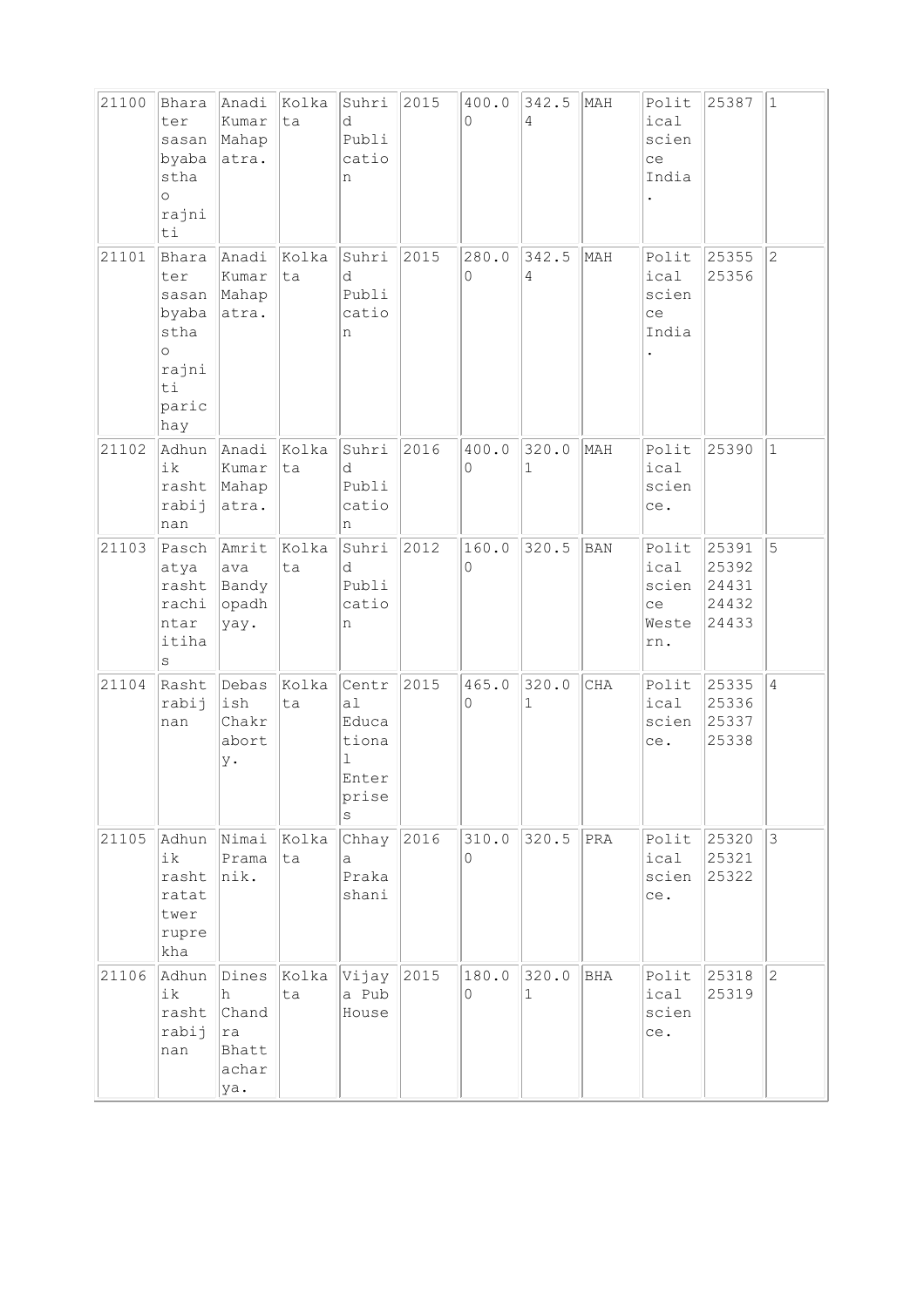| 21100 | Bharater sasan byabastha o rajniti | Anadi Kumar Mahapatra. | Kolkata | Suhrid Publication | 2015 | 400.00 | 342.54 | MAH | Political science India. | 25387 | 1 |
|---|---|---|---|---|---|---|---|---|---|---|---|
| 21101 | Bharater sasan byabastha o rajniti parichay | Anadi Kumar Mahapatra. | Kolkata | Suhrid Publication | 2015 | 280.00 | 342.54 | MAH | Political science India. | 25355 25356 | 2 |
| 21102 | Adhunik rashtrabijnan | Anadi Kumar Mahapatra. | Kolkata | Suhrid Publication | 2016 | 400.00 | 320.01 | MAH | Political science. | 25390 | 1 |
| 21103 | Paschatya rashtrachintar itihas | Amritava Bandyopadhyay. | Kolkata | Suhrid Publication | 2012 | 160.00 | 320.5 | BAN | Political science Western. | 25391 25392 24431 24432 24433 | 5 |
| 21104 | Rashtrabijnan | Debasish Chakraborty. | Kolkata | Central Educational Enterprises | 2015 | 465.00 | 320.01 | CHA | Political science. | 25335 25336 25337 25338 | 4 |
| 21105 | Adhunik rashtratattwer ruprekha | Nimai Pramanik. | Kolkata | Chhaya Prakashani | 2016 | 310.00 | 320.5 | PRA | Political science. | 25320 25321 25322 | 3 |
| 21106 | Adhunik rashtrabijnan | Dinesh Chandra Bhattacharya. | Kolkata | Vijaya Pub House | 2015 | 180.00 | 320.01 | BHA | Political science. | 25318 25319 | 2 |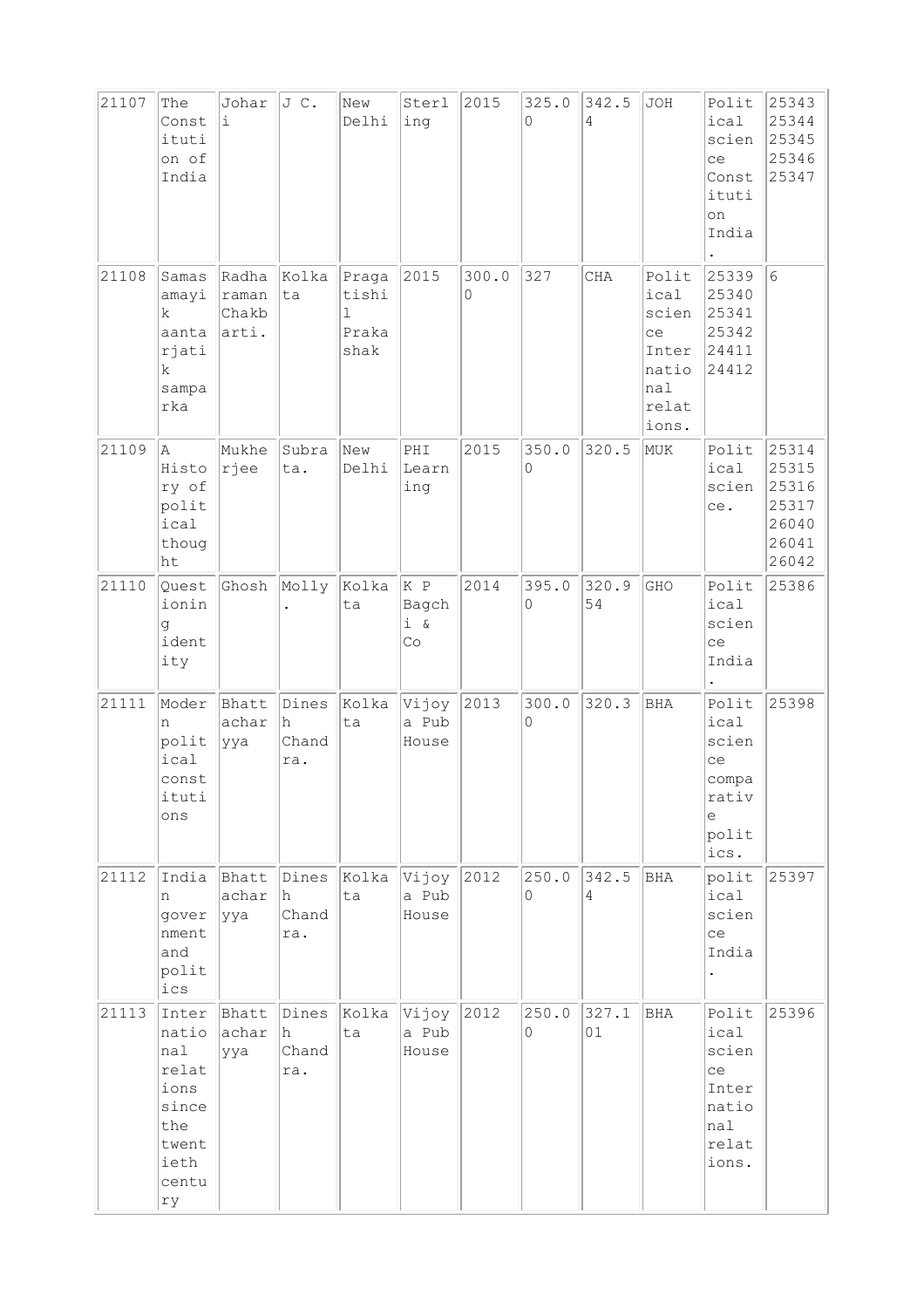| | | | | | | | | | | | |
|---|---|---|---|---|---|---|---|---|---|---|---|
| 21107 | The Constitution of India | Johari | J C. | New Delhi | Sterling | 2015 | 325.00 | 342.54 | JOH | Political science Constitution India. | 25343 25344 25345 25346 25347 |
| 21108 | Samasamayik aantarjatik samparka | Radharaman Chakbarti. | Kolkata | Pragatishil Prakashak | 2015 | 300.00 | 327 | CHA | Political science International relations. | 25339 25340 25341 25342 24411 24412 | 6 |
| 21109 | A History of political thought | Mukherjee | Subrata. | New Delhi | PHI Learning | 2015 | 350.00 | 320.5 | MUK | Political science. | 25314 25315 25316 25317 26040 26041 26042 |
| 21110 | Questioning identity | Ghosh | Molly. | Kolkata | K P Bagchi & Co | 2014 | 395.00 | 320.954 | GHO | Political science India. | 25386 |
| 21111 | Modern political constitutions | Bhattacharyya | Dinesh Chandra. | Kolkata | Vijoya Pub House | 2013 | 300.00 | 320.3 | BHA | Political science comparative politics. | 25398 |
| 21112 | Indian government and politics | Bhattacharyya | Dinesh Chandra. | Kolkata | Vijoya Pub House | 2012 | 250.00 | 342.54 | BHA | political science India. | 25397 |
| 21113 | International relations since the twentieth century | Bhattacharyya | Dinesh Chandra. | Kolkata | Vijoya Pub House | 2012 | 250.00 | 327.101 | BHA | Political science International relations. | 25396 |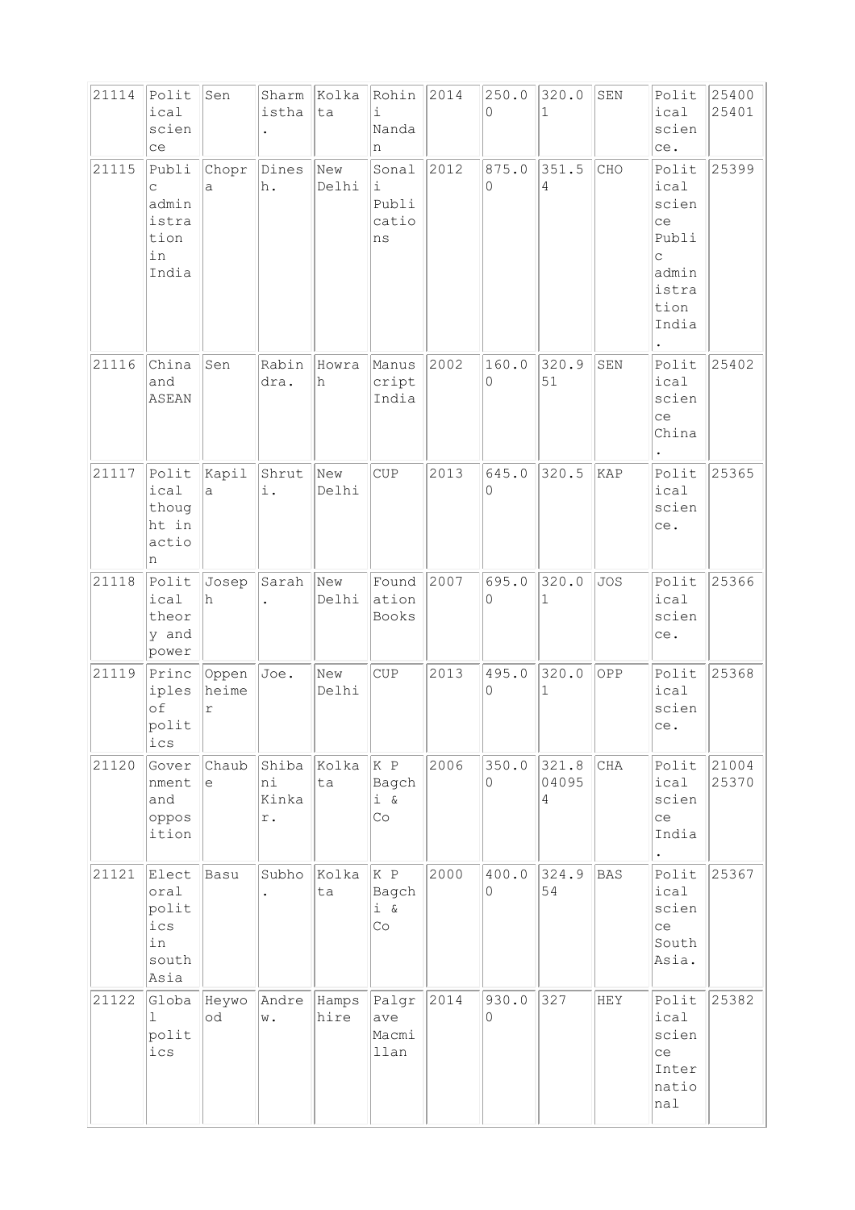| 21114 | Political science | Sen | Sharmistha. | Kolkata | Rohini Nandan | 2014 | 250.00 | 320.01 | SEN | Political science. | 25400 25401 |
|---|---|---|---|---|---|---|---|---|---|---|---|
| 21115 | Public administration in India | Chopra | Dinesh. | New Delhi | Sonali Publications | 2012 | 875.00 | 351.54 | CHO | Political science Public administration India. | 25399 |
| 21116 | China and ASEAN | Sen | Rabindra. | Howrah | Manuscript India | 2002 | 160.00 | 320.951 | SEN | Political science China. | 25402 |
| 21117 | Political thought in action | Kapila | Shruti. | New Delhi | CUP | 2013 | 645.00 | 320.5 | KAP | Political science. | 25365 |
| 21118 | Political theory and power | Joseph | Sarah. | New Delhi | Foundation Books | 2007 | 695.00 | 320.01 | JOS | Political science. | 25366 |
| 21119 | Principles of politics | Oppenheimer | Joe. | New Delhi | CUP | 2013 | 495.00 | 320.01 | OPP | Political science. | 25368 |
| 21120 | Government and opposition | Chaube | Shibani Kinkar. | Kolkata | K P Bagchi & Co | 2006 | 350.00 | 321.8040954 | CHA | Political science India. | 21004 25370 |
| 21121 | Electoral politics in south Asia | Basu | Subho. | Kolkata | K P Bagchi & Co | 2000 | 400.00 | 324.954 | BAS | Political science South Asia. | 25367 |
| 21122 | Global politics | Heywood | Andrew. | Hampshire | Palgrave Macmillan | 2014 | 930.00 | 327 | HEY | Political science International | 25382 |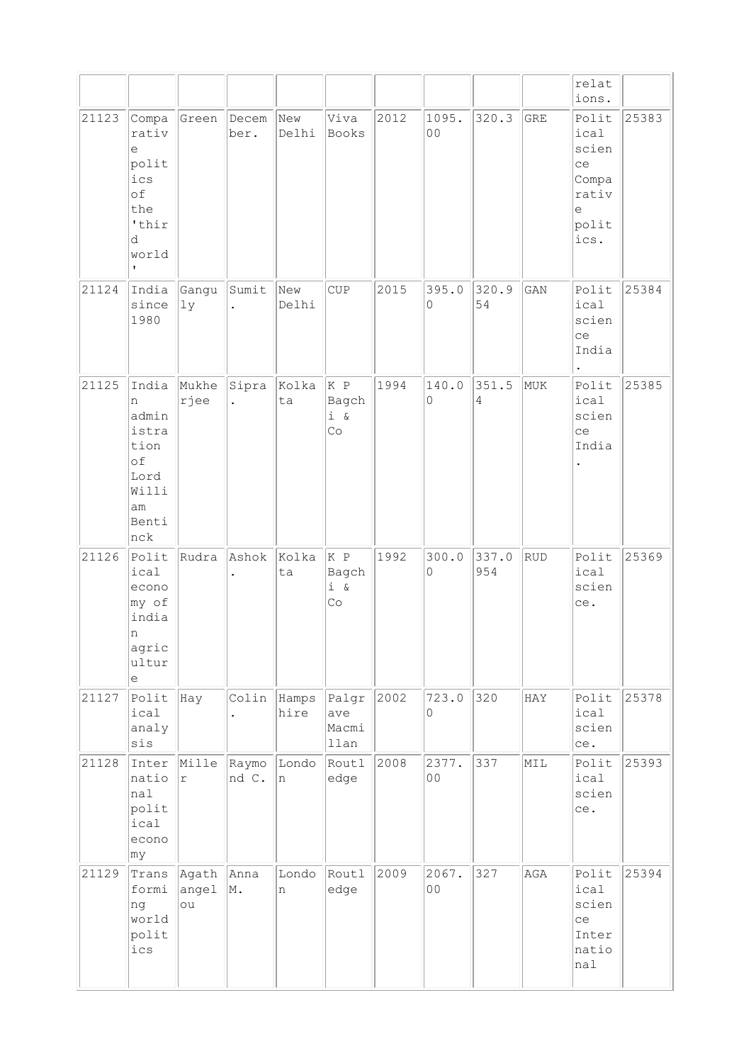| | | | | | | | | | | relations. | |
|---|---|---|---|---|---|---|---|---|---|---|---|
| 21123 | Comparative politics of the 'third world' | Green | December. | New Delhi | Viva Books | 2012 | 1095.00 | 320.3 | GRE | Political science Comparative politics. | 25383 |
| 21124 | India since 1980 | Ganguly | Sumit. | New Delhi | CUP | 2015 | 395.00 | 320.954 | GAN | Political science India. | 25384 |
| 21125 | Indian administration of Lord William Bentinck | Mukherjee | Sipra. | Kolkata | K P Bagchi & Co | 1994 | 140.00 | 351.54 | MUK | Political science India. | 25385 |
| 21126 | Political economy of indian agriculture | Rudra | Ashok. | Kolkata | K P Bagchi & Co | 1992 | 300.00 | 337.0954 | RUD | Political science. | 25369 |
| 21127 | Political analysis | Hay | Colin. | Hampshire | Palgrave Macmillan | 2002 | 723.00 | 320 | HAY | Political science. | 25378 |
| 21128 | International political economy | Miller | Raymond C. | London | Routledge | 2008 | 2377.00 | 337 | MIL | Political science. | 25393 |
| 21129 | Transforming world politics | Agathangelou | Anna M. | London | Routledge | 2009 | 2067.00 | 327 | AGA | Political science International | 25394 |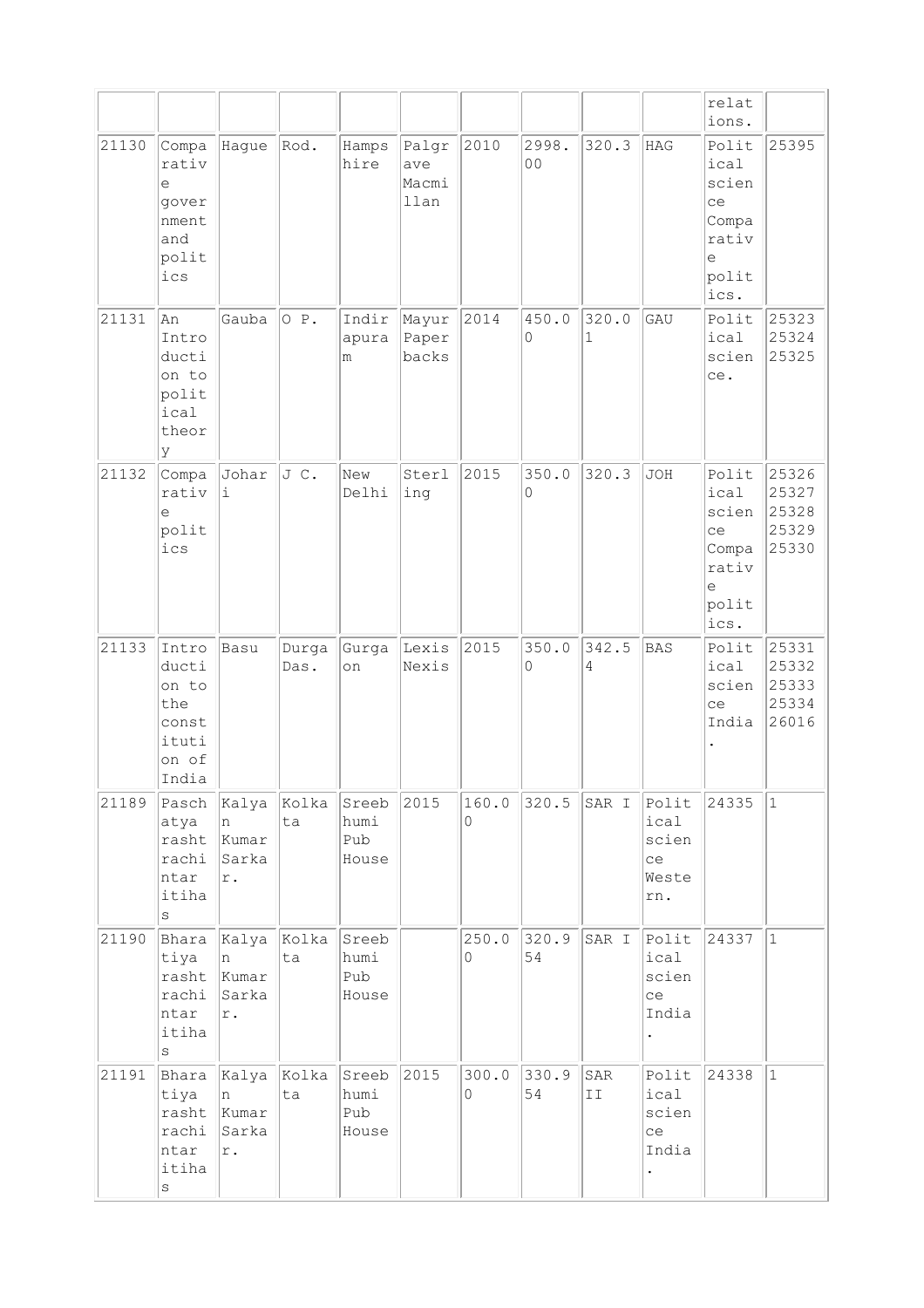| | | | | | | | | | | relations. | |
|---|---|---|---|---|---|---|---|---|---|---|---|
| 21130 | Comparative government and politics | Hague | Rod. | Hampshire | Palgrave Macmillan | 2010 | 2998.00 | 320.3 | HAG | Political science Comparative politics. | 25395 |
| 21131 | An Introduction to political theory | Gauba | O P. | Indirapuram | Mayur Paperbacks | 2014 | 450.00 | 320.01 | GAU | Political science. | 25323 25324 25325 |
| 21132 | Comparative politics | Johari | J C. | New Delhi | Sterling | 2015 | 350.00 | 320.3 | JOH | Political science Comparative politics. | 25326 25327 25328 25329 25330 |
| 21133 | Introduction to the constitution of India | Basu | Durga Das. | Gurgaon | Lexis Nexis | 2015 | 350.00 | 342.54 | BAS | Political science India. | 25331 25332 25333 25334 26016 |
| 21189 | Paschatya rashtrachintar itihas | Kalyan Kumar Sarkar. | Kolkata | Sreebhumi Pub House | 2015 | 160.00 | 320.5 | SAR I | Political science Western. | 24335 | 1 |
| 21190 | Bharatiya rashtrachintar itihas | Kalyan Kumar Sarkar. | Kolkata | Sreebhumi Pub House | | 250.00 | 320.954 | SAR I | Political science India. | 24337 | 1 |
| 21191 | Bharatiya rashtrachintar itihas | Kalyan Kumar Sarkar. | Kolkata | Sreebhumi Pub House | 2015 | 300.00 | 330.954 | SAR II | Political science India. | 24338 | 1 |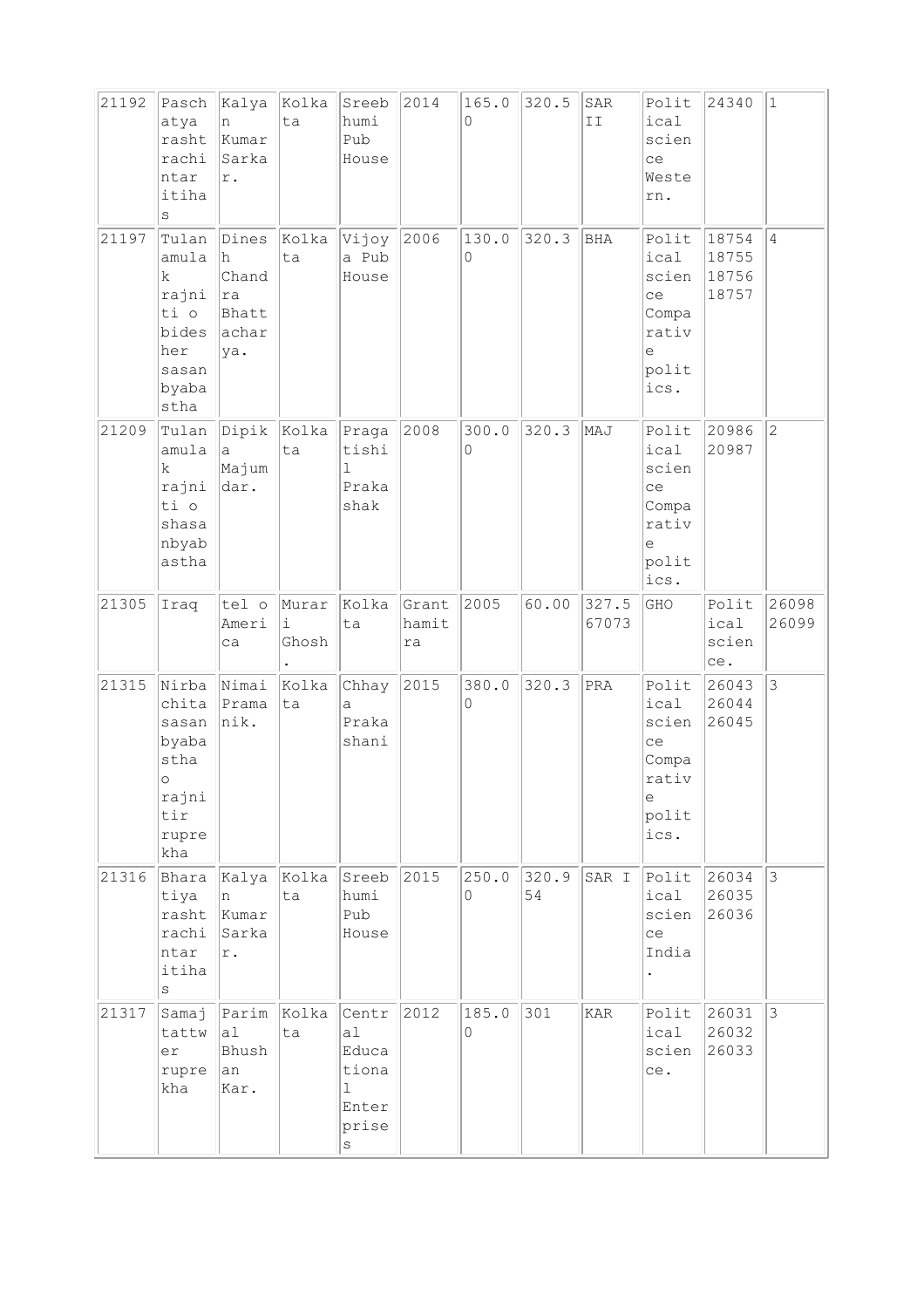| 21192 | Paschatya rashtrachintar itihas | Kalyan Kumar Sarkar. | Kolkata | Sreebhumi Pub House | 2014 | 165.00 | 320.5 | SAR II | Political science Western. | 24340 | 1 |
|---|---|---|---|---|---|---|---|---|---|---|---|
| 21197 | Tulanamulak rajniti o bidesher sasanbyabastha | Dinesh Chandra Bhattacharya. | Kolkata | Vijoya Pub House | 2006 | 130.00 | 320.3 | BHA | Political science Comparative politics. | 18754 18755 18756 18757 | 4 |
| 21209 | Tulanamulak rajniti o shasanbyabastha | Dipika Majumdar. | Kolkata | Pragatishil Prakashak | 2008 | 300.00 | 320.3 | MAJ | Political science Comparative politics. | 20986 20987 | 2 |
| 21305 | Iraq | tel o America | Murari Ghosh. | Kolkata | Granthamitra | 2005 | 60.00 | 327.567073 | GHO | Political science. | 26098 26099 |
| 21315 | Nirbachita sasanbyabastha o rajnitir rupurekha | Nimai Pramanik. | Kolkata | Chhaya Prakashani | 2015 | 380.00 | 320.3 | PRA | Political science Comparative politics. | 26043 26044 26045 | 3 |
| 21316 | Bharatiya rashtrachintar itihas | Kalyan Kumar Sarkar. | Kolkata | Sreebhumi Pub House | 2015 | 250.00 | 320.954 | SAR I | Political science India. | 26034 26035 26036 | 3 |
| 21317 | Samajtattwer rupurekha | Parimal Bhushan Kar. | Kolkata | Central Educational Enterprises | 2012 | 185.00 | 301 | KAR | Political science. | 26031 26032 26033 | 3 |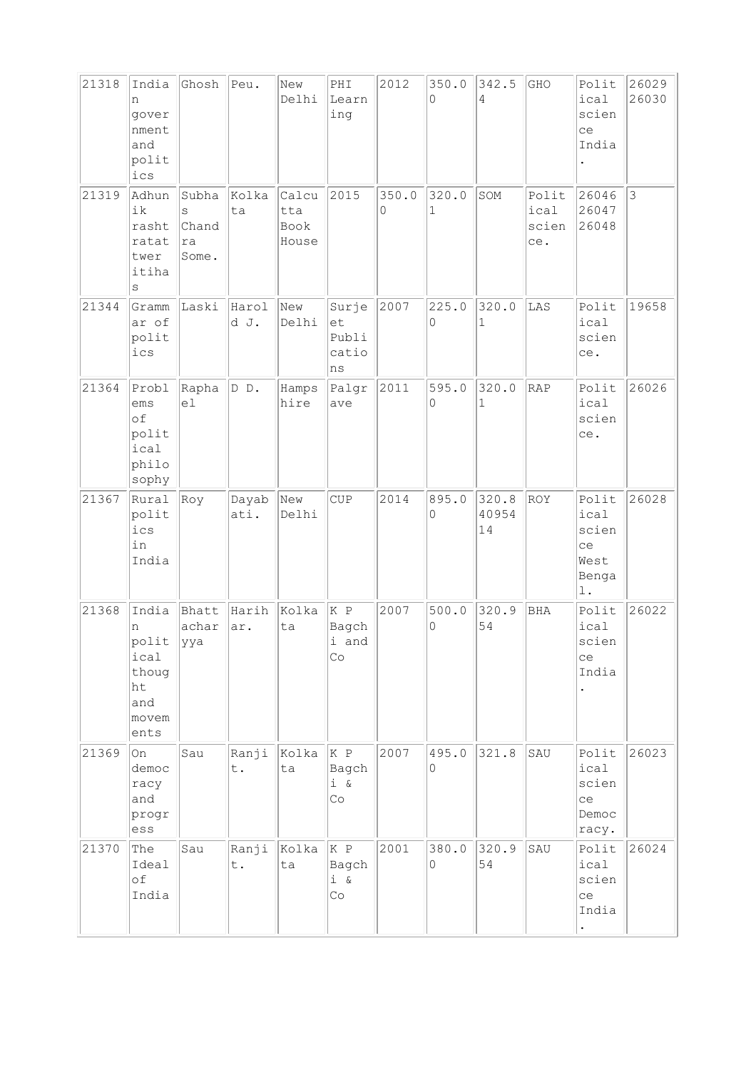| | | | | | | | | | | | |
|---|---|---|---|---|---|---|---|---|---|---|---|
| 21318 | Indian government and politics | Ghosh | Peu. | New Delhi | PHI Learning | 2012 | 350.00 | 342.54 | GHO | Political science India. | 26029 26030 |
| 21319 | Adhunik rashtratatwer itihas | Subhas Chandra Some. | Kolkata | Calcutta Book House | 2015 | 350.00 | 320.01 | SOM | Political science. | 26046 26047 26048 | 3 |
| 21344 | Grammar of politics | Laski | Harold J. | New Delhi | Surjeet Publications | 2007 | 225.00 | 320.01 | LAS | Political science. | 19658 |
| 21364 | Problems of political philosophy | Raphael | D D. | Hampshire | Palgrave | 2011 | 595.00 | 320.01 | RAP | Political science. | 26026 |
| 21367 | Rural politics in India | Roy | Dayabati. | New Delhi | CUP | 2014 | 895.00 | 320.84095414 | ROY | Political science West Bengal. | 26028 |
| 21368 | Indian political thought and movements | Bhattacharyya | Harihar. | Kolkata | K P Bagchi and Co | 2007 | 500.00 | 320.954 | BHA | Political science India. | 26022 |
| 21369 | On democracy and progress | Sau | Ranjit. | Kolkata | K P Bagchi & Co | 2007 | 495.00 | 321.8 | SAU | Political science Democracy. | 26023 |
| 21370 | The Ideal of India | Sau | Ranjit. | Kolkata | K P Bagchi & Co | 2001 | 380.00 | 320.954 | SAU | Political science India. | 26024 |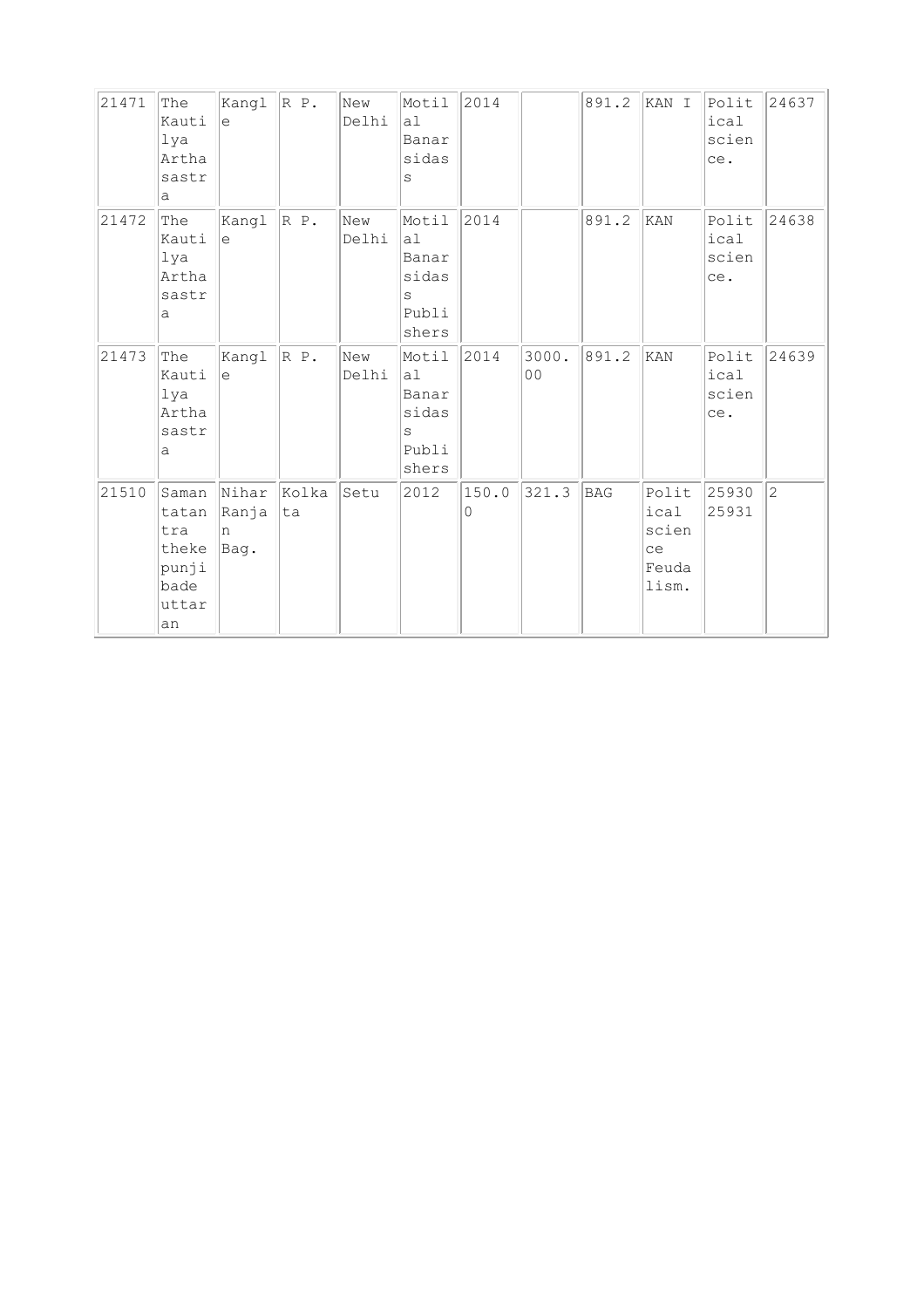| | | | | | | | | | | | |
|---|---|---|---|---|---|---|---|---|---|---|---|
| 21471 | The Kautilya Arthasastra | Kangle | R P. | New Delhi | Motilal Banarsidass | 2014 | | 891.2 | KAN I | Political science. | 24637 |
| 21472 | The Kautilya Arthasastra | Kangle | R P. | New Delhi | Motilal Banarsidass Publishers | 2014 | | 891.2 | KAN | Political science. | 24638 |
| 21473 | The Kautilya Arthasastra | Kangle | R P. | New Delhi | Motilal Banarsidass Publishers | 2014 | 3000.00 | 891.2 | KAN | Political science. | 24639 |
| 21510 | Samantatantra theke punjibade uttaran | Nihar Ranjan Bag. | Kolkata | Setu | 2012 | 150.00 | 321.3 | BAG | Political science Feudalism. | 25930 25931 | 2 |